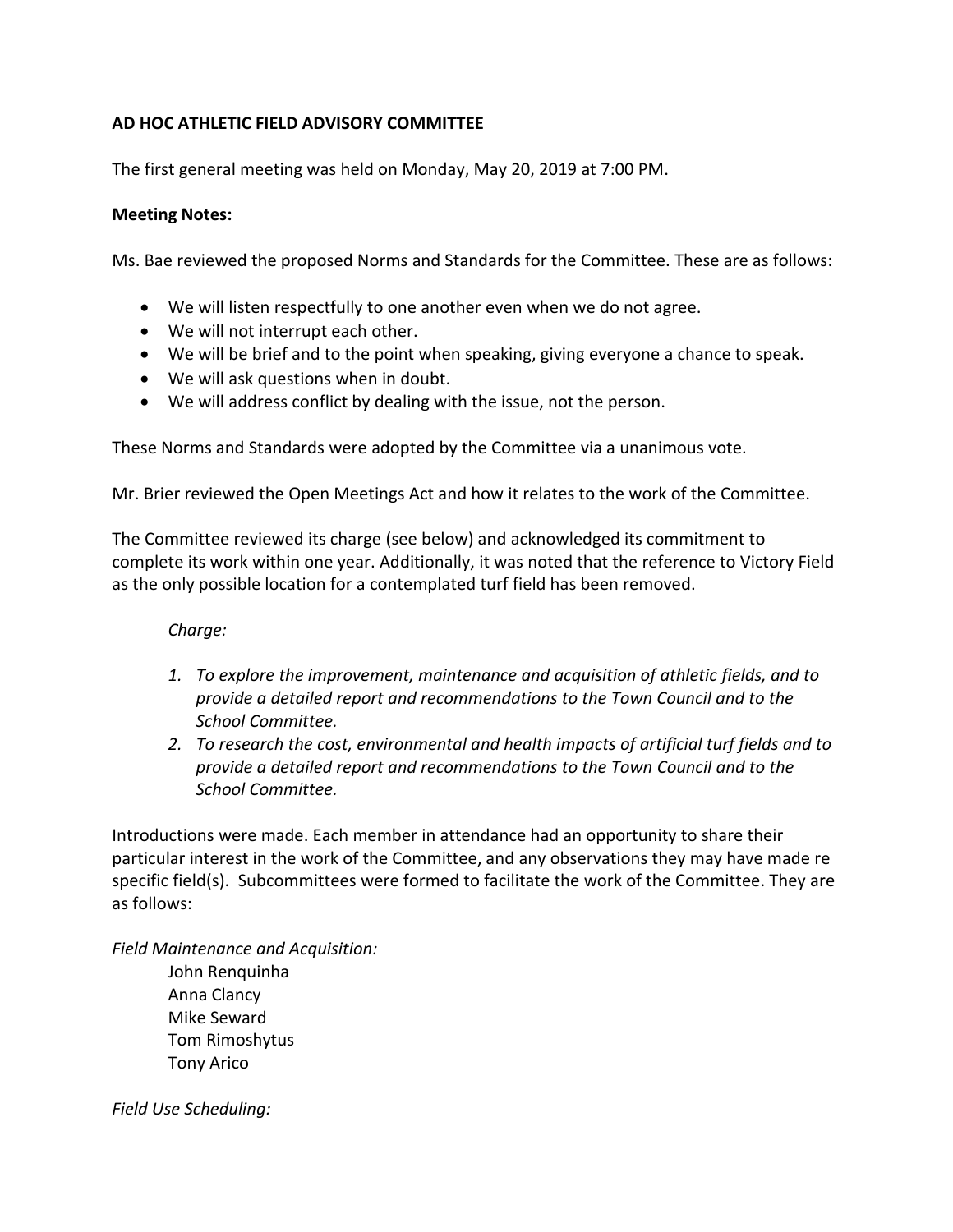**AD HOC ATHLETIC FIELD ADVISORY COMMITTEE**

The first general meeting was held on Monday, May 20, 2019 at 7:00 PM.

**Meeting Notes:**

Ms. Bae reviewed the proposed Norms and Standards for the Committee. These are as follows:

- We will listen respectfully to one another even when we do not agree.
- We will not interrupt each other.
- We will be brief and to the point when speaking, giving everyone a chance to speak.
- We will ask questions when in doubt.
- We will address conflict by dealing with the issue, not the person.

These Norms and Standards were adopted by the Committee via a unanimous vote.

Mr. Brier reviewed the Open Meetings Act and how it relates to the work of the Committee.

The Committee reviewed its charge (see below) and acknowledged its commitment to complete its work within one year. Additionally, it was noted that the reference to Victory Field as the only possible location for a contemplated turf field has been removed.

*Charge:*

1. *To explore the improvement, maintenance and acquisition of athletic fields, and to provide a detailed report and recommendations to the Town Council and to the School Committee.*
2. *To research the cost, environmental and health impacts of artificial turf fields and to provide a detailed report and recommendations to the Town Council and to the School Committee.*

Introductions were made. Each member in attendance had an opportunity to share their particular interest in the work of the Committee, and any observations they may have made re specific field(s). Subcommittees were formed to facilitate the work of the Committee. They are as follows:

*Field Maintenance and Acquisition:*

John Renquinha
Anna Clancy
Mike Seward
Tom Rimoshytus
Tony Arico

*Field Use Scheduling:*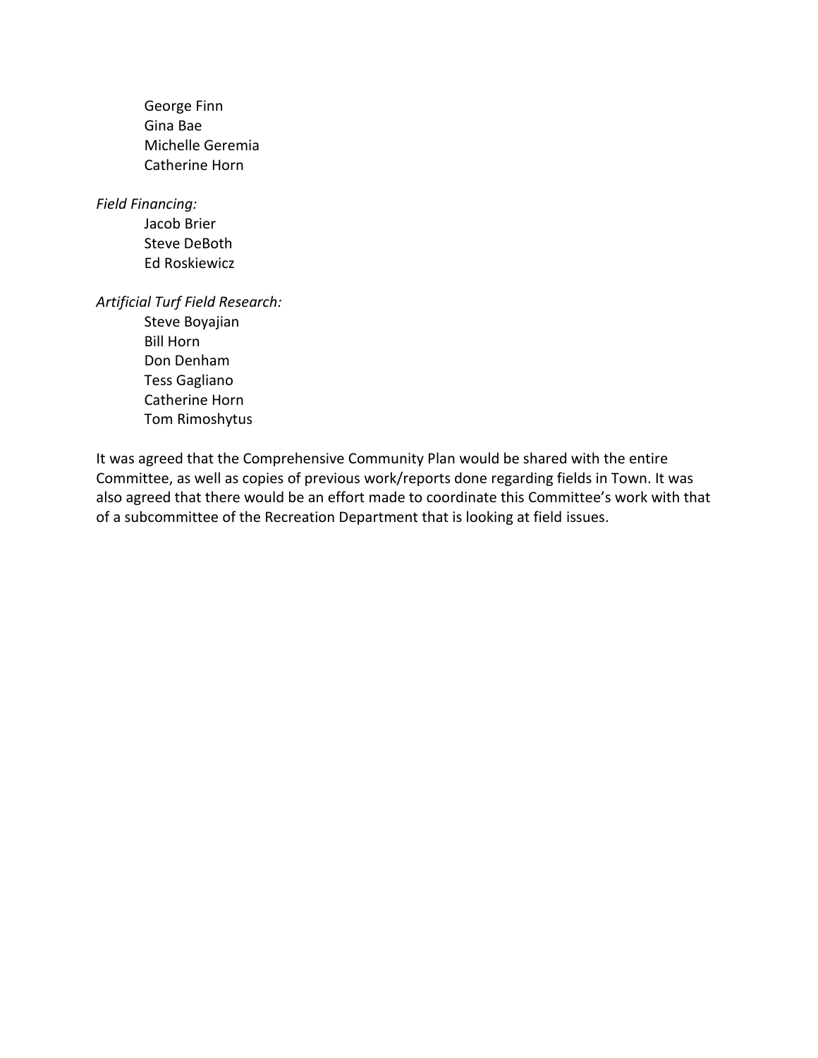George Finn
Gina Bae
Michelle Geremia
Catherine Horn

*Field Financing:*

Jacob Brier
Steve DeBoth
Ed Roskiewicz

*Artificial Turf Field Research:*

Steve Boyajian
Bill Horn
Don Denham
Tess Gagliano
Catherine Horn
Tom Rimoshytus

It was agreed that the Comprehensive Community Plan would be shared with the entire Committee, as well as copies of previous work/reports done regarding fields in Town. It was also agreed that there would be an effort made to coordinate this Committee's work with that of a subcommittee of the Recreation Department that is looking at field issues.